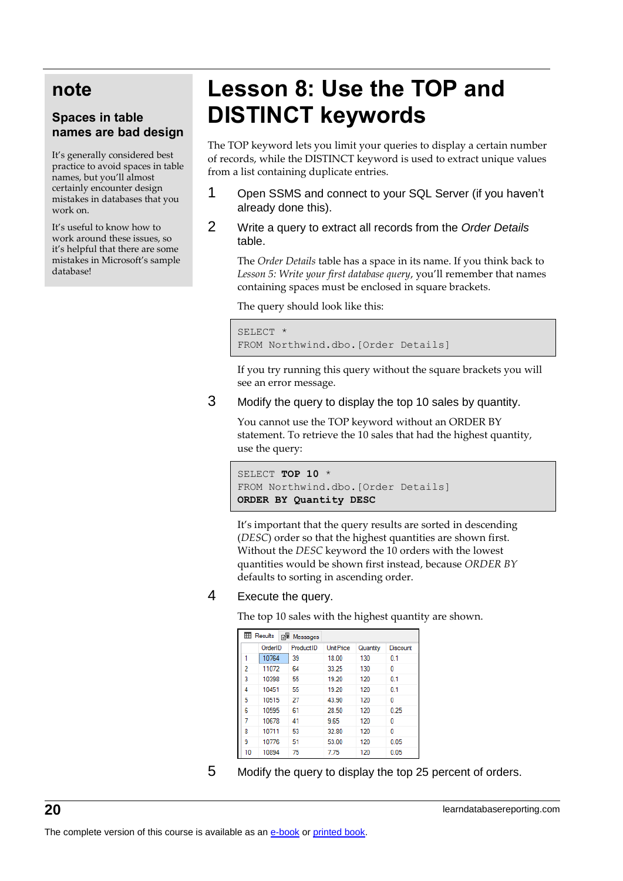## note

### Spaces in table names are bad design

It's generally considered best practice to avoid spaces in table names, but you'll almost certainly encounter design mistakes in databases that you work on.

It's useful to know how to work around these issues, so it's helpful that there are some mistakes in Microsoft's sample database!

# Lesson 8: Use the TOP and DISTINCT keywords

The TOP keyword lets you limit your queries to display a certain number of records, while the DISTINCT keyword is used to extract unique values from a list containing duplicate entries.

1. Open SSMS and connect to your SQL Server (if you haven't already done this).

2. Write a query to extract all records from the *Order Details* table.

   The *Order Details* table has a space in its name. If you think back to *Lesson 5: Write your first database query*, you'll remember that names containing spaces must be enclosed in square brackets.

   The query should look like this:

```
SELECT *
FROM Northwind.dbo.[Order Details]
```

   If you try running this query without the square brackets you will see an error message.

3. Modify the query to display the top 10 sales by quantity.

   You cannot use the TOP keyword without an ORDER BY statement. To retrieve the 10 sales that had the highest quantity, use the query:

```
SELECT TOP 10 *
FROM Northwind.dbo.[Order Details]
ORDER BY Quantity DESC
```

   It's important that the query results are sorted in descending (*DESC*) order so that the highest quantities are shown first. Without the *DESC* keyword the 10 orders with the lowest quantities would be shown first instead, because *ORDER BY* defaults to sorting in ascending order.

4. Execute the query.

   The top 10 sales with the highest quantity are shown.

| | OrderID | ProductID | UnitPrice | Quantity | Discount |
|---|---|---|---|---|---|
| 1 | 10764 | 39 | 18.00 | 130 | 0.1 |
| 2 | 11072 | 64 | 33.25 | 130 | 0 |
| 3 | 10398 | 55 | 19.20 | 120 | 0.1 |
| 4 | 10451 | 55 | 19.20 | 120 | 0.1 |
| 5 | 10515 | 27 | 43.90 | 120 | 0 |
| 6 | 10595 | 61 | 28.50 | 120 | 0.25 |
| 7 | 10678 | 41 | 9.65 | 120 | 0 |
| 8 | 10711 | 53 | 32.80 | 120 | 0 |
| 9 | 10776 | 51 | 53.00 | 120 | 0.05 |
| 10 | 10894 | 75 | 7.75 | 120 | 0.05 |

5. Modify the query to display the top 25 percent of orders.

The complete version of this course is available as an e-book or printed book.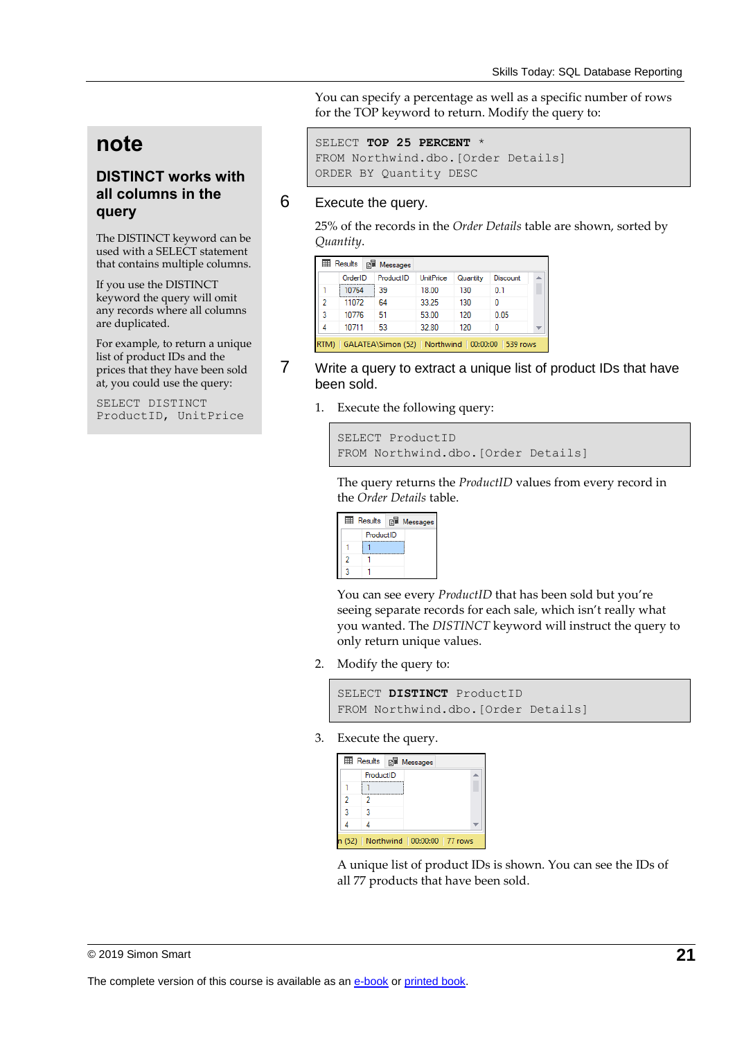You can specify a percentage as well as a specific number of rows for the TOP keyword to return. Modify the query to:

```
SELECT TOP 25 PERCENT *
FROM Northwind.dbo.[Order Details]
ORDER BY Quantity DESC
```

6 Execute the query.

25% of the records in the *Order Details* table are shown, sorted by *Quantity*.

| | OrderID | ProductID | UnitPrice | Quantity | Discount |
|---|---|---|---|---|---|
| 1 | 10764 | 39 | 18.00 | 130 | 0.1 |
| 2 | 11072 | 64 | 33.25 | 130 | 0 |
| 3 | 10776 | 51 | 53.00 | 120 | 0.05 |
| 4 | 10711 | 53 | 32.80 | 120 | 0 |

RTM) GALATEA\Simon (52) Northwind 00:00:00 539 rows

7 Write a query to extract a unique list of product IDs that have been sold.

1. Execute the following query:

```
SELECT ProductID
FROM Northwind.dbo.[Order Details]
```

The query returns the *ProductID* values from every record in the *Order Details* table.

| | ProductID |
|---|---|
| 1 | 1 |
| 2 | 1 |
| 3 | 1 |

You can see every *ProductID* that has been sold but you're seeing separate records for each sale, which isn't really what you wanted. The *DISTINCT* keyword will instruct the query to only return unique values.

2. Modify the query to:

```
SELECT DISTINCT ProductID
FROM Northwind.dbo.[Order Details]
```

3. Execute the query.

| | ProductID |
|---|---|
| 1 | 1 |
| 2 | 2 |
| 3 | 3 |
| 4 | 4 |

n (52) Northwind 00:00:00 77 rows

A unique list of product IDs is shown. You can see the IDs of all 77 products that have been sold.

## note

### DISTINCT works with all columns in the query

The DISTINCT keyword can be used with a SELECT statement that contains multiple columns.

If you use the DISTINCT keyword the query will omit any records where all columns are duplicated.

For example, to return a unique list of product IDs and the prices that they have been sold at, you could use the query:

```
SELECT DISTINCT
ProductID, UnitPrice
```